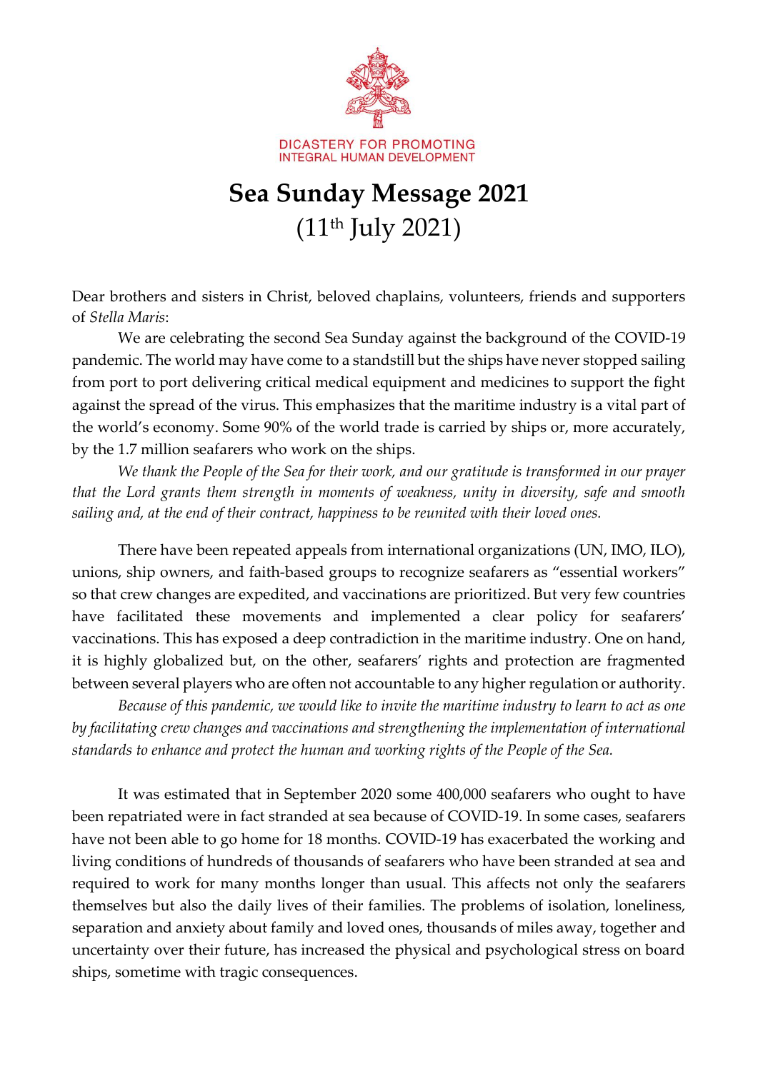DICASTERY FOR PROMOTING
INTEGRAL HUMAN DEVELOPMENT

# Sea Sunday Message 2021

(11th July 2021)

Dear brothers and sisters in Christ, beloved chaplains, volunteers, friends and supporters of *Stella Maris*:

We are celebrating the second Sea Sunday against the background of the COVID-19 pandemic. The world may have come to a standstill but the ships have never stopped sailing from port to port delivering critical medical equipment and medicines to support the fight against the spread of the virus. This emphasizes that the maritime industry is a vital part of the world's economy. Some 90% of the world trade is carried by ships or, more accurately, by the 1.7 million seafarers who work on the ships.

*We thank the People of the Sea for their work, and our gratitude is transformed in our prayer that the Lord grants them strength in moments of weakness, unity in diversity, safe and smooth sailing and, at the end of their contract, happiness to be reunited with their loved ones.*

There have been repeated appeals from international organizations (UN, IMO, ILO), unions, ship owners, and faith-based groups to recognize seafarers as "essential workers" so that crew changes are expedited, and vaccinations are prioritized. But very few countries have facilitated these movements and implemented a clear policy for seafarers' vaccinations. This has exposed a deep contradiction in the maritime industry. One on hand, it is highly globalized but, on the other, seafarers' rights and protection are fragmented between several players who are often not accountable to any higher regulation or authority.

*Because of this pandemic, we would like to invite the maritime industry to learn to act as one by facilitating crew changes and vaccinations and strengthening the implementation of international standards to enhance and protect the human and working rights of the People of the Sea.*

It was estimated that in September 2020 some 400,000 seafarers who ought to have been repatriated were in fact stranded at sea because of COVID-19. In some cases, seafarers have not been able to go home for 18 months. COVID-19 has exacerbated the working and living conditions of hundreds of thousands of seafarers who have been stranded at sea and required to work for many months longer than usual. This affects not only the seafarers themselves but also the daily lives of their families. The problems of isolation, loneliness, separation and anxiety about family and loved ones, thousands of miles away, together and uncertainty over their future, has increased the physical and psychological stress on board ships, sometime with tragic consequences.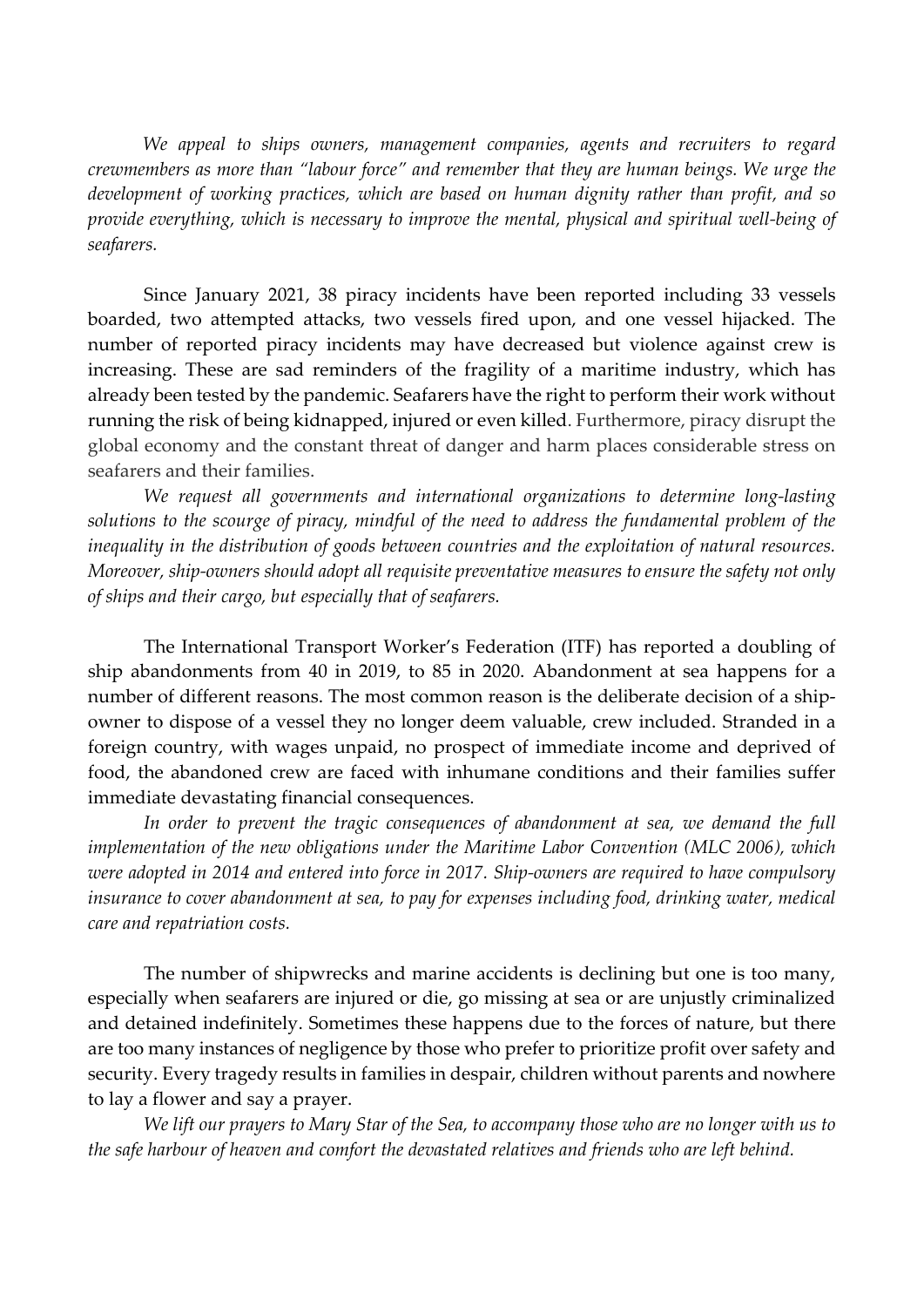*We appeal to ships owners, management companies, agents and recruiters to regard crewmembers as more than "labour force" and remember that they are human beings. We urge the development of working practices, which are based on human dignity rather than profit, and so provide everything, which is necessary to improve the mental, physical and spiritual well-being of seafarers.*

Since January 2021, 38 piracy incidents have been reported including 33 vessels boarded, two attempted attacks, two vessels fired upon, and one vessel hijacked. The number of reported piracy incidents may have decreased but violence against crew is increasing. These are sad reminders of the fragility of a maritime industry, which has already been tested by the pandemic. Seafarers have the right to perform their work without running the risk of being kidnapped, injured or even killed. Furthermore, piracy disrupt the global economy and the constant threat of danger and harm places considerable stress on seafarers and their families.

*We request all governments and international organizations to determine long-lasting solutions to the scourge of piracy, mindful of the need to address the fundamental problem of the inequality in the distribution of goods between countries and the exploitation of natural resources. Moreover, ship-owners should adopt all requisite preventative measures to ensure the safety not only of ships and their cargo, but especially that of seafarers.*

The International Transport Worker's Federation (ITF) has reported a doubling of ship abandonments from 40 in 2019, to 85 in 2020. Abandonment at sea happens for a number of different reasons. The most common reason is the deliberate decision of a ship-owner to dispose of a vessel they no longer deem valuable, crew included. Stranded in a foreign country, with wages unpaid, no prospect of immediate income and deprived of food, the abandoned crew are faced with inhumane conditions and their families suffer immediate devastating financial consequences.

*In order to prevent the tragic consequences of abandonment at sea, we demand the full implementation of the new obligations under the Maritime Labor Convention (MLC 2006), which were adopted in 2014 and entered into force in 2017. Ship-owners are required to have compulsory insurance to cover abandonment at sea, to pay for expenses including food, drinking water, medical care and repatriation costs.*

The number of shipwrecks and marine accidents is declining but one is too many, especially when seafarers are injured or die, go missing at sea or are unjustly criminalized and detained indefinitely. Sometimes these happens due to the forces of nature, but there are too many instances of negligence by those who prefer to prioritize profit over safety and security. Every tragedy results in families in despair, children without parents and nowhere to lay a flower and say a prayer.

*We lift our prayers to Mary Star of the Sea, to accompany those who are no longer with us to the safe harbour of heaven and comfort the devastated relatives and friends who are left behind.*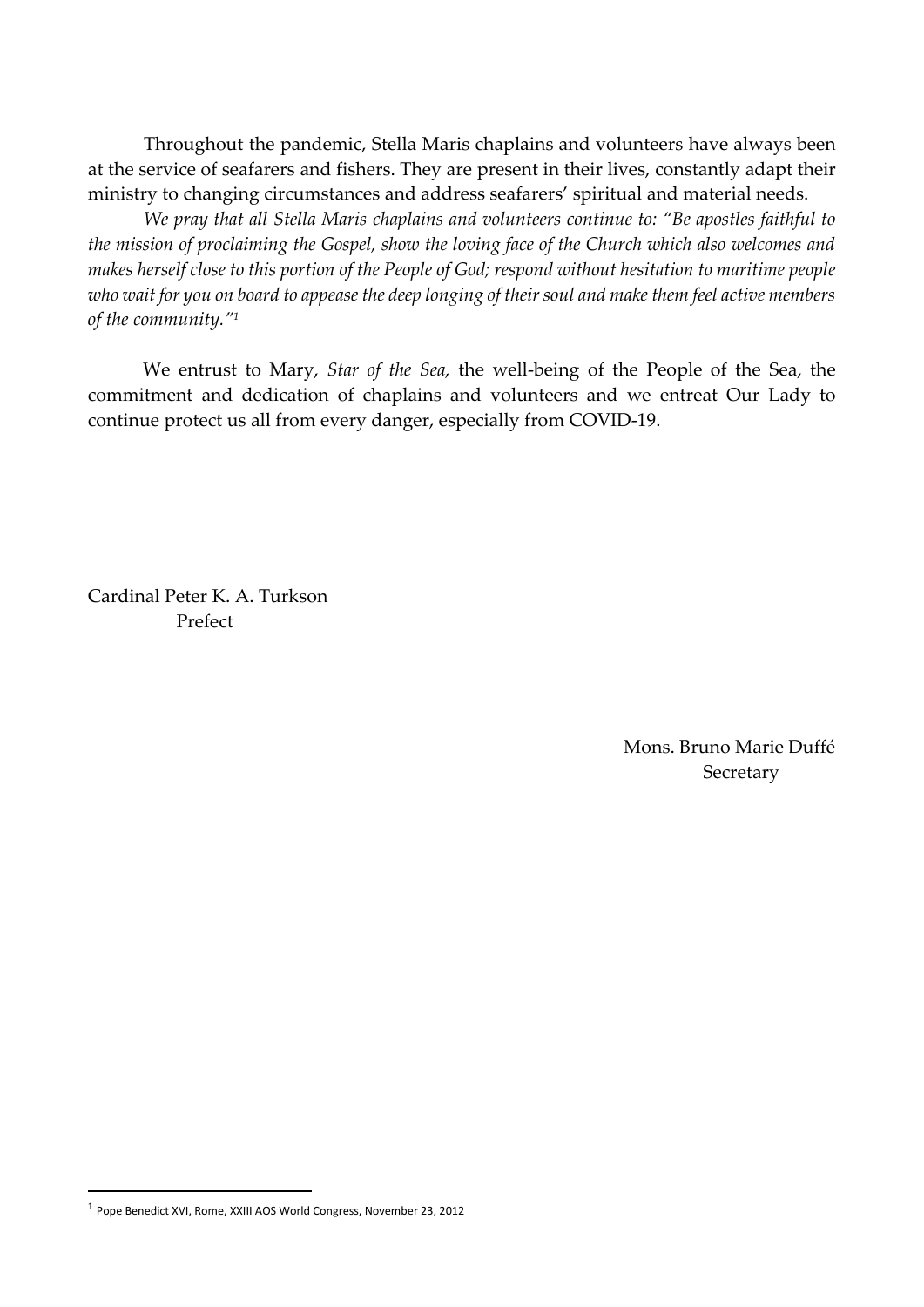Throughout the pandemic, Stella Maris chaplains and volunteers have always been at the service of seafarers and fishers. They are present in their lives, constantly adapt their ministry to changing circumstances and address seafarers' spiritual and material needs.

*We pray that all Stella Maris chaplains and volunteers continue to: "Be apostles faithful to the mission of proclaiming the Gospel, show the loving face of the Church which also welcomes and makes herself close to this portion of the People of God; respond without hesitation to maritime people who wait for you on board to appease the deep longing of their soul and make them feel active members of the community."*[1]

We entrust to Mary, *Star of the Sea,* the well-being of the People of the Sea, the commitment and dedication of chaplains and volunteers and we entreat Our Lady to continue protect us all from every danger, especially from COVID-19.

Cardinal Peter K. A. Turkson
Prefect

Mons. Bruno Marie Duffé
Secretary

---

[1] Pope Benedict XVI, Rome, XXIII AOS World Congress, November 23, 2012